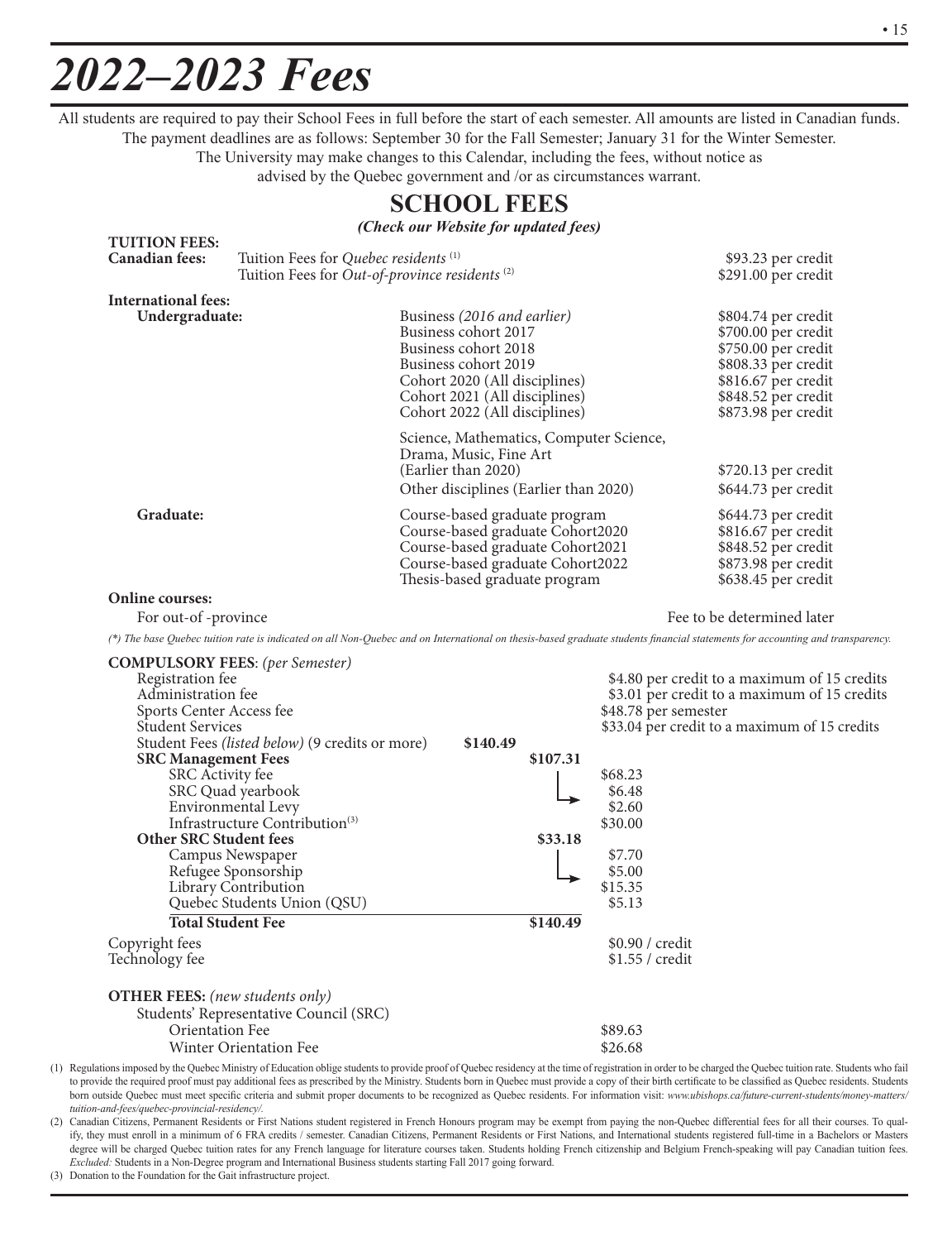# 2022–2023 Fees

All students are required to pay their School Fees in full before the start of each semester. All amounts are listed in Canadian funds. The payment deadlines are as follows: September 30 for the Fall Semester; January 31 for the Winter Semester. The University may make changes to this Calendar, including the fees, without notice as advised by the Quebec government and /or as circumstances warrant.

## SCHOOL FEES

***(Check our Website for updated fees)***

### TUITION FEES:

**Canadian fees:**

| | |
|---|---|
| Tuition Fees for *Quebec residents* [1] | $93.23 per credit |
| Tuition Fees for *Out-of-province residents* [2] | $291.00 per credit |

**International fees:**

| | | |
|---|---|---|
| **Undergraduate:** | Business *(2016 and earlier)* | $804.74 per credit |
| | Business cohort 2017 | $700.00 per credit |
| | Business cohort 2018 | $750.00 per credit |
| | Business cohort 2019 | $808.33 per credit |
| | Cohort 2020 (All disciplines) | $816.67 per credit |
| | Cohort 2021 (All disciplines) | $848.52 per credit |
| | Cohort 2022 (All disciplines) | $873.98 per credit |
| | Science, Mathematics, Computer Science, Drama, Music, Fine Art (Earlier than 2020) | $720.13 per credit |
| | Other disciplines (Earlier than 2020) | $644.73 per credit |
| **Graduate:** | Course-based graduate program | $644.73 per credit |
| | Course-based graduate Cohort2020 | $816.67 per credit |
| | Course-based graduate Cohort2021 | $848.52 per credit |
| | Course-based graduate Cohort2022 | $873.98 per credit |
| | Thesis-based graduate program | $638.45 per credit |

**Online courses:**

| | |
|---|---|
| For out-of -province | Fee to be determined later |

*(\*) The base Quebec tuition rate is indicated on all Non-Quebec and on International on thesis-based graduate students financial statements for accounting and transparency.*

### COMPULSORY FEES: *(per Semester)*

| | | | |
|---|---|---|---|
| Registration fee | | | $4.80 per credit to a maximum of 15 credits |
| Administration fee | | | $3.01 per credit to a maximum of 15 credits |
| Sports Center Access fee | | | $48.78 per semester |
| Student Services | | | $33.04 per credit to a maximum of 15 credits |
| Student Fees *(listed below)* (9 credits or more) | **$140.49** | | |
| **SRC Management Fees** | | **$107.31** | |
| SRC Activity fee | | | $68.23 |
| SRC Quad yearbook | | | $6.48 |
| Environmental Levy | | | $2.60 |
| Infrastructure Contribution[3] | | | $30.00 |
| **Other SRC Student fees** | | **$33.18** | |
| Campus Newspaper | | | $7.70 |
| Refugee Sponsorship | | | $5.00 |
| Library Contribution | | | $15.35 |
| Quebec Students Union (QSU) | | | $5.13 |
| **Total Student Fee** | | **$140.49** | |
| Copyright fees | | | $0.90 / credit |
| Technology fee | | | $1.55 / credit |

### OTHER FEES: *(new students only)*

Students' Representative Council (SRC)

| | |
|---|---|
| Orientation Fee | $89.63 |
| Winter Orientation Fee | $26.68 |

(1) Regulations imposed by the Quebec Ministry of Education oblige students to provide proof of Quebec residency at the time of registration in order to be charged the Quebec tuition rate. Students who fail to provide the required proof must pay additional fees as prescribed by the Ministry. Students born in Quebec must provide a copy of their birth certificate to be classified as Quebec residents. Students born outside Quebec must meet specific criteria and submit proper documents to be recognized as Quebec residents. For information visit: *www.ubishops.ca/future-current-students/money-matters/tuition-and-fees/quebec-provincial-residency/.*

(2) Canadian Citizens, Permanent Residents or First Nations student registered in French Honours program may be exempt from paying the non-Quebec differential fees for all their courses. To qualify, they must enroll in a minimum of 6 FRA credits / semester. Canadian Citizens, Permanent Residents or First Nations, and International students registered full-time in a Bachelors or Masters degree will be charged Quebec tuition rates for any French language for literature courses taken. Students holding French citizenship and Belgium French-speaking will pay Canadian tuition fees. *Excluded:* Students in a Non-Degree program and International Business students starting Fall 2017 going forward.

(3) Donation to the Foundation for the Gait infrastructure project.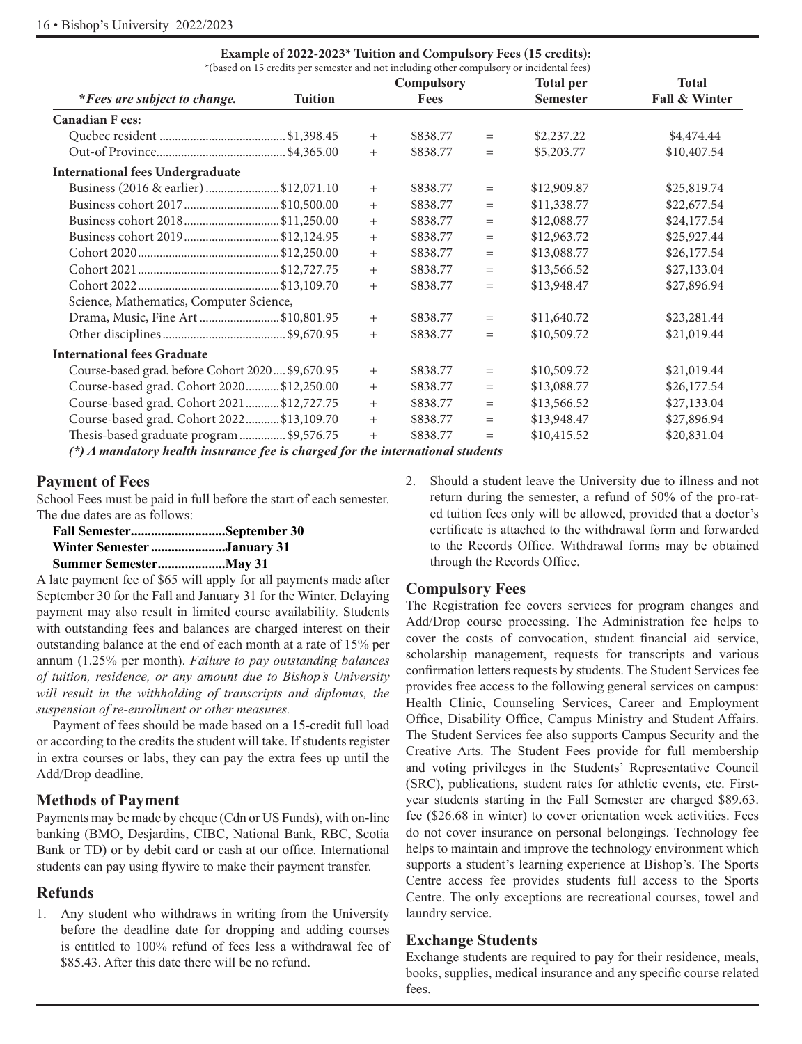**Example of 2022-2023* Tuition and Compulsory Fees (15 credits):**
*(based on 15 credits per semester and not including other compulsory or incidental fees)

| *\*Fees are subject to change.* | Tuition | | Compulsory Fees | | Total per Semester | Total Fall & Winter |
|---|---|---|---|---|---|---|
| **Canadian Fees:** | | | | | | |
| Quebec resident | $1,398.45 | + | $838.77 | = | $2,237.22 | $4,474.44 |
| Out-of Province | $4,365.00 | + | $838.77 | = | $5,203.77 | $10,407.54 |
| **International fees Undergraduate** | | | | | | |
| Business (2016 & earlier) | $12,071.10 | + | $838.77 | = | $12,909.87 | $25,819.74 |
| Business cohort 2017 | $10,500.00 | + | $838.77 | = | $11,338.77 | $22,677.54 |
| Business cohort 2018 | $11,250.00 | + | $838.77 | = | $12,088.77 | $24,177.54 |
| Business cohort 2019 | $12,124.95 | + | $838.77 | = | $12,963.72 | $25,927.44 |
| Cohort 2020 | $12,250.00 | + | $838.77 | = | $13,088.77 | $26,177.54 |
| Cohort 2021 | $12,727.75 | + | $838.77 | = | $13,566.52 | $27,133.04 |
| Cohort 2022 | $13,109.70 | + | $838.77 | = | $13,948.47 | $27,896.94 |
| Science, Mathematics, Computer Science, Drama, Music, Fine Art | $10,801.95 | + | $838.77 | = | $11,640.72 | $23,281.44 |
| Other disciplines | $9,670.95 | + | $838.77 | = | $10,509.72 | $21,019.44 |
| **International fees Graduate** | | | | | | |
| Course-based grad. before Cohort 2020 | $9,670.95 | + | $838.77 | = | $10,509.72 | $21,019.44 |
| Course-based grad. Cohort 2020 | $12,250.00 | + | $838.77 | = | $13,088.77 | $26,177.54 |
| Course-based grad. Cohort 2021 | $12,727.75 | + | $838.77 | = | $13,566.52 | $27,133.04 |
| Course-based grad. Cohort 2022 | $13,109.70 | + | $838.77 | = | $13,948.47 | $27,896.94 |
| Thesis-based graduate program | $9,576.75 | + | $838.77 | = | $10,415.52 | $20,831.04 |

***(\*) A mandatory health insurance fee is charged for the international students***

## Payment of Fees

School Fees must be paid in full before the start of each semester. The due dates are as follows:

**Fall Semester............................September 30**
**Winter Semester .......................January 31**
**Summer Semester....................May 31**

A late payment fee of $65 will apply for all payments made after September 30 for the Fall and January 31 for the Winter. Delaying payment may also result in limited course availability. Students with outstanding fees and balances are charged interest on their outstanding balance at the end of each month at a rate of 15% per annum (1.25% per month). *Failure to pay outstanding balances of tuition, residence, or any amount due to Bishop's University will result in the withholding of transcripts and diplomas, the suspension of re-enrollment or other measures.*

Payment of fees should be made based on a 15-credit full load or according to the credits the student will take. If students register in extra courses or labs, they can pay the extra fees up until the Add/Drop deadline.

## Methods of Payment

Payments may be made by cheque (Cdn or US Funds), with on-line banking (BMO, Desjardins, CIBC, National Bank, RBC, Scotia Bank or TD) or by debit card or cash at our office. International students can pay using flywire to make their payment transfer.

## Refunds

1. Any student who withdraws in writing from the University before the deadline date for dropping and adding courses is entitled to 100% refund of fees less a withdrawal fee of $85.43. After this date there will be no refund.
2. Should a student leave the University due to illness and not return during the semester, a refund of 50% of the pro-rated tuition fees only will be allowed, provided that a doctor's certificate is attached to the withdrawal form and forwarded to the Records Office. Withdrawal forms may be obtained through the Records Office.

## Compulsory Fees

The Registration fee covers services for program changes and Add/Drop course processing. The Administration fee helps to cover the costs of convocation, student financial aid service, scholarship management, requests for transcripts and various confirmation letters requests by students. The Student Services fee provides free access to the following general services on campus: Health Clinic, Counseling Services, Career and Employment Office, Disability Office, Campus Ministry and Student Affairs. The Student Services fee also supports Campus Security and the Creative Arts. The Student Fees provide for full membership and voting privileges in the Students' Representative Council (SRC), publications, student rates for athletic events, etc. First-year students starting in the Fall Semester are charged $89.63. fee ($26.68 in winter) to cover orientation week activities. Fees do not cover insurance on personal belongings. Technology fee helps to maintain and improve the technology environment which supports a student's learning experience at Bishop's. The Sports Centre access fee provides students full access to the Sports Centre. The only exceptions are recreational courses, towel and laundry service.

## Exchange Students

Exchange students are required to pay for their residence, meals, books, supplies, medical insurance and any specific course related fees.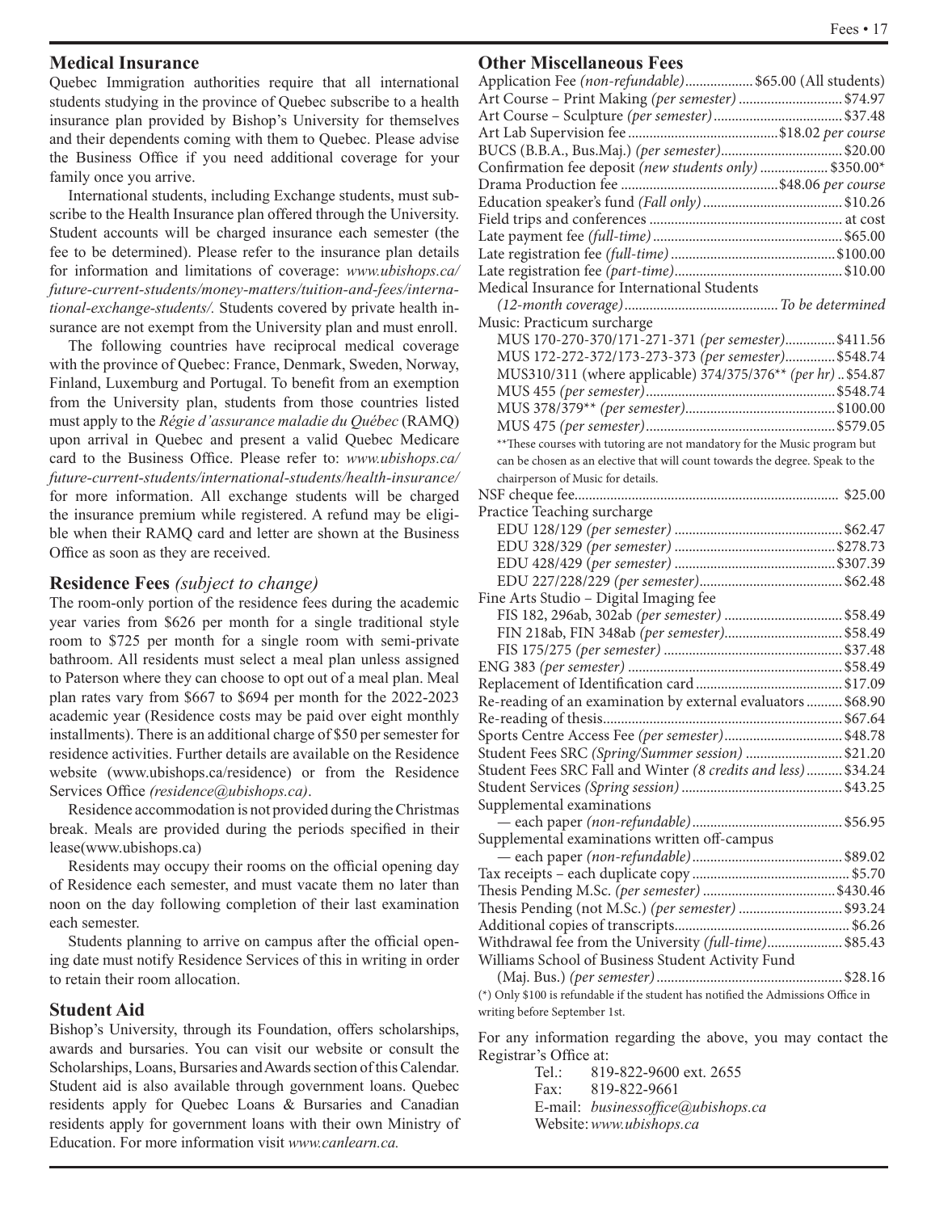## Medical Insurance

Quebec Immigration authorities require that all international students studying in the province of Quebec subscribe to a health insurance plan provided by Bishop's University for themselves and their dependents coming with them to Quebec. Please advise the Business Office if you need additional coverage for your family once you arrive.

International students, including Exchange students, must subscribe to the Health Insurance plan offered through the University. Student accounts will be charged insurance each semester (the fee to be determined). Please refer to the insurance plan details for information and limitations of coverage: *www.ubishops.ca/future-current-students/money-matters/tuition-and-fees/international-exchange-students/.* Students covered by private health insurance are not exempt from the University plan and must enroll.

The following countries have reciprocal medical coverage with the province of Quebec: France, Denmark, Sweden, Norway, Finland, Luxemburg and Portugal. To benefit from an exemption from the University plan, students from those countries listed must apply to the *Régie d'assurance maladie du Québec* (RAMQ) upon arrival in Quebec and present a valid Quebec Medicare card to the Business Office. Please refer to: *www.ubishops.ca/future-current-students/international-students/health-insurance/* for more information. All exchange students will be charged the insurance premium while registered. A refund may be eligible when their RAMQ card and letter are shown at the Business Office as soon as they are received.

## Residence Fees *(subject to change)*

The room-only portion of the residence fees during the academic year varies from $626 per month for a single traditional style room to $725 per month for a single room with semi-private bathroom. All residents must select a meal plan unless assigned to Paterson where they can choose to opt out of a meal plan. Meal plan rates vary from $667 to $694 per month for the 2022-2023 academic year (Residence costs may be paid over eight monthly installments). There is an additional charge of $50 per semester for residence activities. Further details are available on the Residence website (www.ubishops.ca/residence) or from the Residence Services Office *(residence@ubishops.ca)*.

Residence accommodation is not provided during the Christmas break. Meals are provided during the periods specified in their lease(www.ubishops.ca)

Residents may occupy their rooms on the official opening day of Residence each semester, and must vacate them no later than noon on the day following completion of their last examination each semester.

Students planning to arrive on campus after the official opening date must notify Residence Services of this in writing in order to retain their room allocation.

## Student Aid

Bishop's University, through its Foundation, offers scholarships, awards and bursaries. You can visit our website or consult the Scholarships, Loans, Bursaries and Awards section of this Calendar. Student aid is also available through government loans. Quebec residents apply for Quebec Loans & Bursaries and Canadian residents apply for government loans with their own Ministry of Education. For more information visit *www.canlearn.ca.*

## Other Miscellaneous Fees

| | |
|---|---|
| Application Fee *(non-refundable)* | $65.00 (All students) |
| Art Course – Print Making *(per semester)* | $74.97 |
| Art Course – Sculpture *(per semester)* | $37.48 |
| Art Lab Supervision fee | $18.02 *per course* |
| BUCS (B.B.A., Bus.Maj.) *(per semester)* | $20.00 |
| Confirmation fee deposit *(new students only)* | $350.00* |
| Drama Production fee | $48.06 *per course* |
| Education speaker's fund *(Fall only)* | $10.26 |
| Field trips and conferences | at cost |
| Late payment fee *(full-time)* | $65.00 |
| Late registration fee *(full-time)* | $100.00 |
| Late registration fee *(part-time)* | $10.00 |
| Medical Insurance for International Students *(12-month coverage)* | *To be determined* |
| Music: Practicum surcharge | |
| MUS 170-270-370/171-271-371 *(per semester)* | $411.56 |
| MUS 172-272-372/173-273-373 *(per semester)* | $548.74 |
| MUS310/311 (where applicable) 374/375/376** *(per hr)* | $54.87 |
| MUS 455 *(per semester)* | $548.74 |
| MUS 378/379** *(per semester)* | $100.00 |
| MUS 475 *(per semester)* | $579.05 |

**These courses with tutoring are not mandatory for the Music program but can be chosen as an elective that will count towards the degree. Speak to the chairperson of Music for details.

| | |
|---|---|
| NSF cheque fee | $25.00 |
| Practice Teaching surcharge | |
| EDU 128/129 *(per semester)* | $62.47 |
| EDU 328/329 *(per semester)* | $278.73 |
| EDU 428/429 *(per semester)* | $307.39 |
| EDU 227/228/229 *(per semester)* | $62.48 |
| Fine Arts Studio – Digital Imaging fee | |
| FIS 182, 296ab, 302ab *(per semester)* | $58.49 |
| FIN 218ab, FIN 348ab *(per semester)* | $58.49 |
| FIS 175/275 *(per semester)* | $37.48 |
| ENG 383 *(per semester)* | $58.49 |
| Replacement of Identification card | $17.09 |
| Re-reading of an examination by external evaluators | $68.90 |
| Re-reading of thesis | $67.64 |
| Sports Centre Access Fee *(per semester)* | $48.78 |
| Student Fees SRC *(Spring/Summer session)* | $21.20 |
| Student Fees SRC Fall and Winter *(8 credits and less)* | $34.24 |
| Student Services *(Spring session)* | $43.25 |
| Supplemental examinations — each paper *(non-refundable)* | $56.95 |
| Supplemental examinations written off-campus — each paper *(non-refundable)* | $89.02 |
| Tax receipts – each duplicate copy | $5.70 |
| Thesis Pending M.Sc. *(per semester)* | $430.46 |
| Thesis Pending (not M.Sc.) *(per semester)* | $93.24 |
| Additional copies of transcripts | $6.26 |
| Withdrawal fee from the University *(full-time)* | $85.43 |
| Williams School of Business Student Activity Fund (Maj. Bus.) *(per semester)* | $28.16 |

(*) Only $100 is refundable if the student has notified the Admissions Office in writing before September 1st.

For any information regarding the above, you may contact the Registrar's Office at:

Tel.: 819-822-9600 ext. 2655
Fax: 819-822-9661
E-mail: *businessoffice@ubishops.ca*
Website: *www.ubishops.ca*